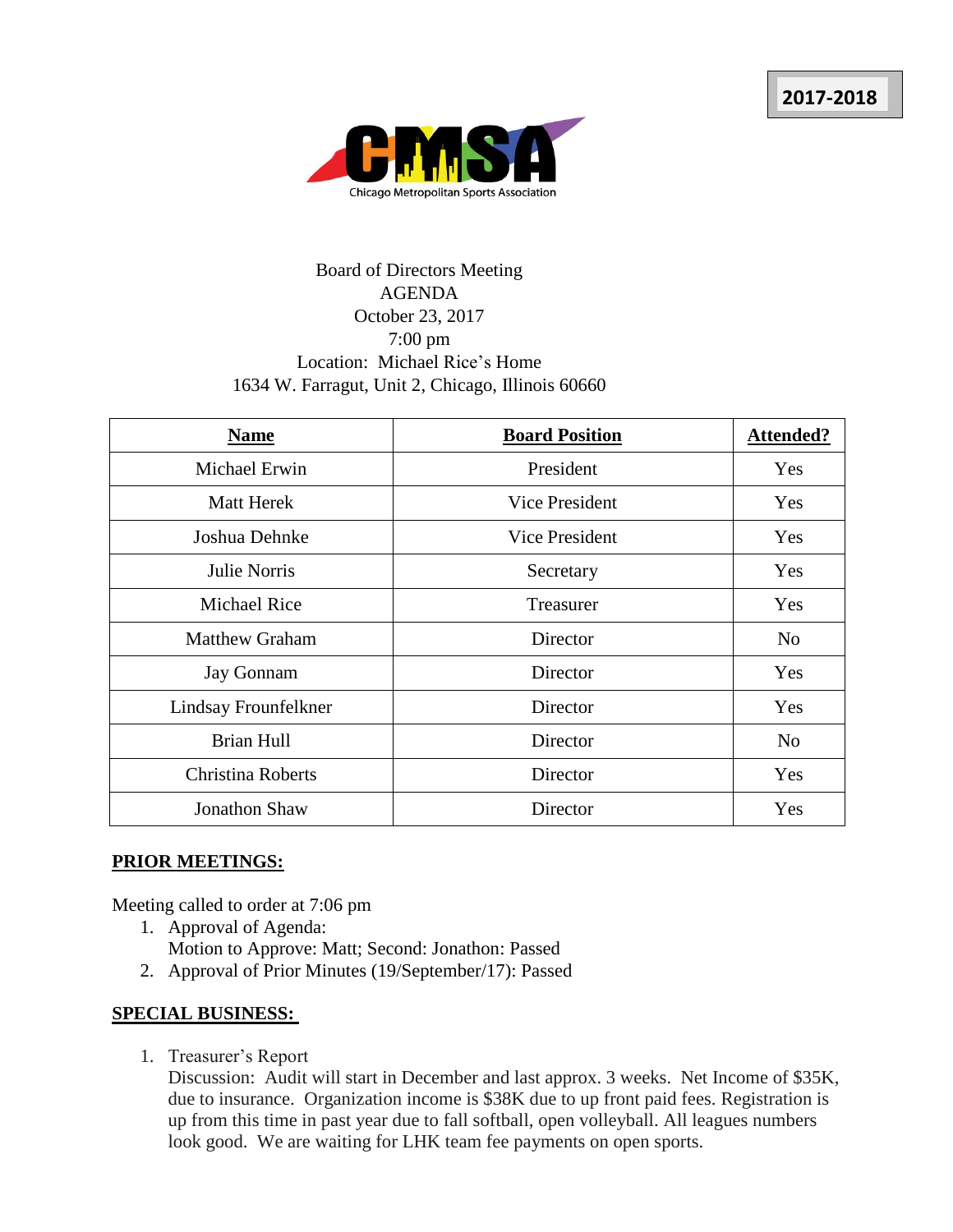2017-2018

Chicago Metropolitan Sports Association

Board of Directors Meeting
AGENDA
October 23, 2017
7:00 pm
Location: Michael Rice's Home
1634 W. Farragut, Unit 2, Chicago, Illinois 60660

| **Name** | **Board Position** | **Attended?** |
|---|---|---|
| Michael Erwin | President | Yes |
| Matt Herek | Vice President | Yes |
| Joshua Dehnke | Vice President | Yes |
| Julie Norris | Secretary | Yes |
| Michael Rice | Treasurer | Yes |
| Matthew Graham | Director | No |
| Jay Gonnam | Director | Yes |
| Lindsay Frounfelkner | Director | Yes |
| Brian Hull | Director | No |
| Christina Roberts | Director | Yes |
| Jonathon Shaw | Director | Yes |

## PRIOR MEETINGS:

Meeting called to order at 7:06 pm

1. Approval of Agenda:
   Motion to Approve: Matt; Second: Jonathon: Passed
2. Approval of Prior Minutes (19/September/17): Passed

## SPECIAL BUSINESS:

1. Treasurer's Report
   Discussion: Audit will start in December and last approx. 3 weeks. Net Income of $35K, due to insurance. Organization income is $38K due to up front paid fees. Registration is up from this time in past year due to fall softball, open volleyball. All leagues numbers look good. We are waiting for LHK team fee payments on open sports.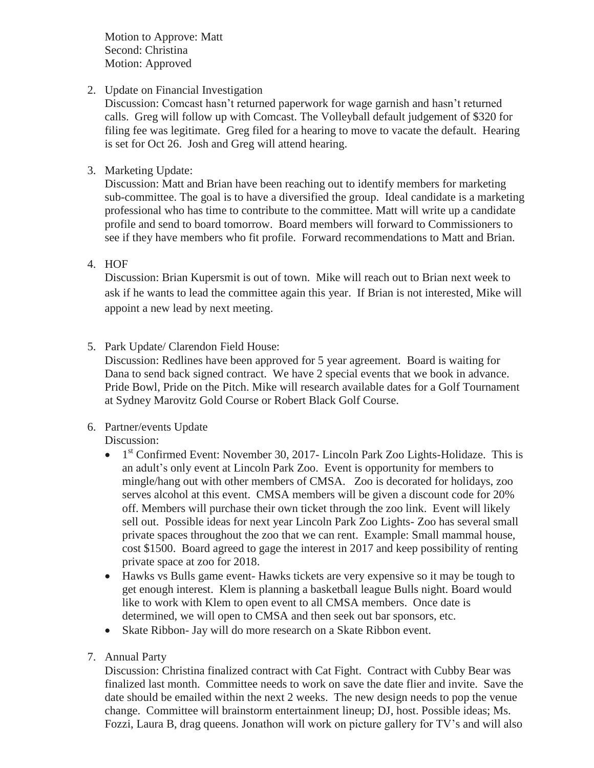Motion to Approve: Matt
Second: Christina
Motion: Approved

2. Update on Financial Investigation
   Discussion: Comcast hasn't returned paperwork for wage garnish and hasn't returned calls. Greg will follow up with Comcast. The Volleyball default judgement of $320 for filing fee was legitimate. Greg filed for a hearing to move to vacate the default. Hearing is set for Oct 26. Josh and Greg will attend hearing.

3. Marketing Update:
   Discussion: Matt and Brian have been reaching out to identify members for marketing sub-committee. The goal is to have a diversified the group. Ideal candidate is a marketing professional who has time to contribute to the committee. Matt will write up a candidate profile and send to board tomorrow. Board members will forward to Commissioners to see if they have members who fit profile. Forward recommendations to Matt and Brian.

4. HOF
   Discussion: Brian Kupersmit is out of town. Mike will reach out to Brian next week to ask if he wants to lead the committee again this year. If Brian is not interested, Mike will appoint a new lead by next meeting.

5. Park Update/ Clarendon Field House:
   Discussion: Redlines have been approved for 5 year agreement. Board is waiting for Dana to send back signed contract. We have 2 special events that we book in advance. Pride Bowl, Pride on the Pitch. Mike will research available dates for a Golf Tournament at Sydney Marovitz Gold Course or Robert Black Golf Course.

6. Partner/events Update
   Discussion:
   - 1st Confirmed Event: November 30, 2017- Lincoln Park Zoo Lights-Holidaze. This is an adult's only event at Lincoln Park Zoo. Event is opportunity for members to mingle/hang out with other members of CMSA. Zoo is decorated for holidays, zoo serves alcohol at this event. CMSA members will be given a discount code for 20% off. Members will purchase their own ticket through the zoo link. Event will likely sell out. Possible ideas for next year Lincoln Park Zoo Lights- Zoo has several small private spaces throughout the zoo that we can rent. Example: Small mammal house, cost $1500. Board agreed to gage the interest in 2017 and keep possibility of renting private space at zoo for 2018.
   - Hawks vs Bulls game event- Hawks tickets are very expensive so it may be tough to get enough interest. Klem is planning a basketball league Bulls night. Board would like to work with Klem to open event to all CMSA members. Once date is determined, we will open to CMSA and then seek out bar sponsors, etc.
   - Skate Ribbon- Jay will do more research on a Skate Ribbon event.

7. Annual Party
   Discussion: Christina finalized contract with Cat Fight. Contract with Cubby Bear was finalized last month. Committee needs to work on save the date flier and invite. Save the date should be emailed within the next 2 weeks. The new design needs to pop the venue change. Committee will brainstorm entertainment lineup; DJ, host. Possible ideas; Ms. Fozzi, Laura B, drag queens. Jonathon will work on picture gallery for TV's and will also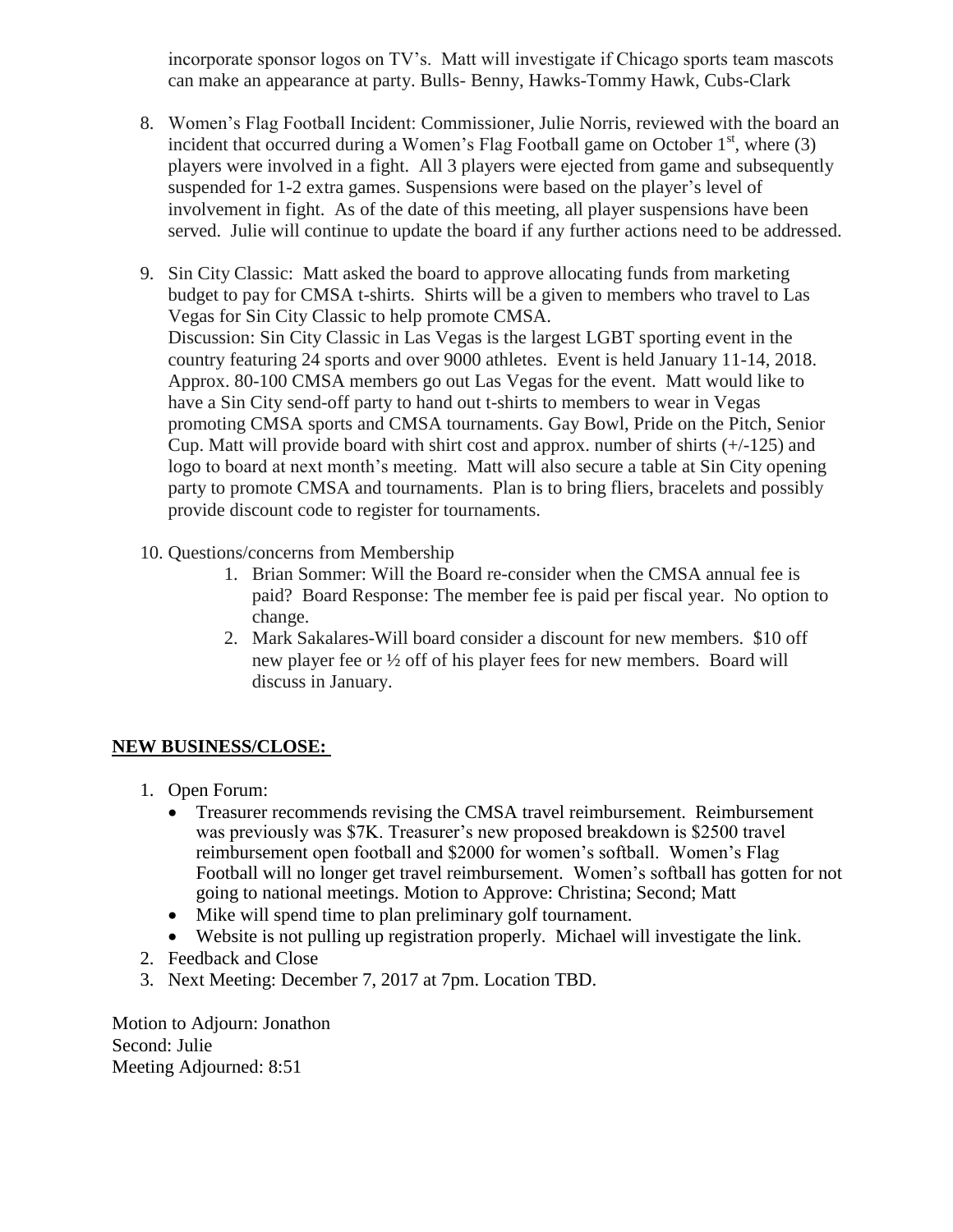incorporate sponsor logos on TV's. Matt will investigate if Chicago sports team mascots can make an appearance at party. Bulls- Benny, Hawks-Tommy Hawk, Cubs-Clark

8. Women's Flag Football Incident: Commissioner, Julie Norris, reviewed with the board an incident that occurred during a Women's Flag Football game on October 1st, where (3) players were involved in a fight. All 3 players were ejected from game and subsequently suspended for 1-2 extra games. Suspensions were based on the player's level of involvement in fight. As of the date of this meeting, all player suspensions have been served. Julie will continue to update the board if any further actions need to be addressed.

9. Sin City Classic: Matt asked the board to approve allocating funds from marketing budget to pay for CMSA t-shirts. Shirts will be a given to members who travel to Las Vegas for Sin City Classic to help promote CMSA.
   Discussion: Sin City Classic in Las Vegas is the largest LGBT sporting event in the country featuring 24 sports and over 9000 athletes. Event is held January 11-14, 2018. Approx. 80-100 CMSA members go out Las Vegas for the event. Matt would like to have a Sin City send-off party to hand out t-shirts to members to wear in Vegas promoting CMSA sports and CMSA tournaments. Gay Bowl, Pride on the Pitch, Senior Cup. Matt will provide board with shirt cost and approx. number of shirts (+/-125) and logo to board at next month's meeting. Matt will also secure a table at Sin City opening party to promote CMSA and tournaments. Plan is to bring fliers, bracelets and possibly provide discount code to register for tournaments.

10. Questions/concerns from Membership
    1. Brian Sommer: Will the Board re-consider when the CMSA annual fee is paid? Board Response: The member fee is paid per fiscal year. No option to change.
    2. Mark Sakalares-Will board consider a discount for new members. \$10 off new player fee or ½ off of his player fees for new members. Board will discuss in January.

## NEW BUSINESS/CLOSE:

1. Open Forum:
   - Treasurer recommends revising the CMSA travel reimbursement. Reimbursement was previously was \$7K. Treasurer's new proposed breakdown is \$2500 travel reimbursement open football and \$2000 for women's softball. Women's Flag Football will no longer get travel reimbursement. Women's softball has gotten for not going to national meetings. Motion to Approve: Christina; Second; Matt
   - Mike will spend time to plan preliminary golf tournament.
   - Website is not pulling up registration properly. Michael will investigate the link.
2. Feedback and Close
3. Next Meeting: December 7, 2017 at 7pm. Location TBD.

Motion to Adjourn: Jonathon
Second: Julie
Meeting Adjourned: 8:51